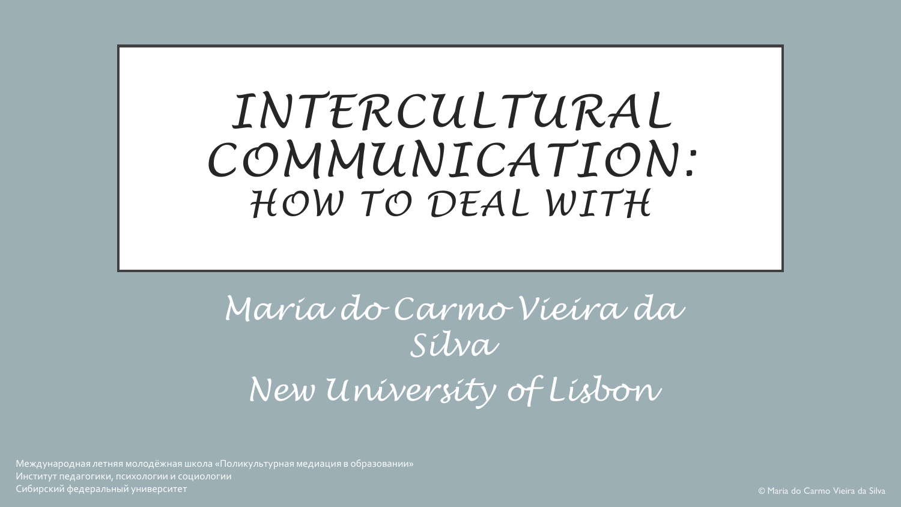# INTERCULTURAL COMMUNICATION: HOW TO DEAL WITH

*Maria do Carmo Vieira da Silva*

*New University of Lisbon*

Международная летняя молодёжная школа «Поликультурная медиация в образовании»
Институт педагогики, психологии и социологии
Сибирский федеральный университет

© Maria do Carmo Vieira da Silva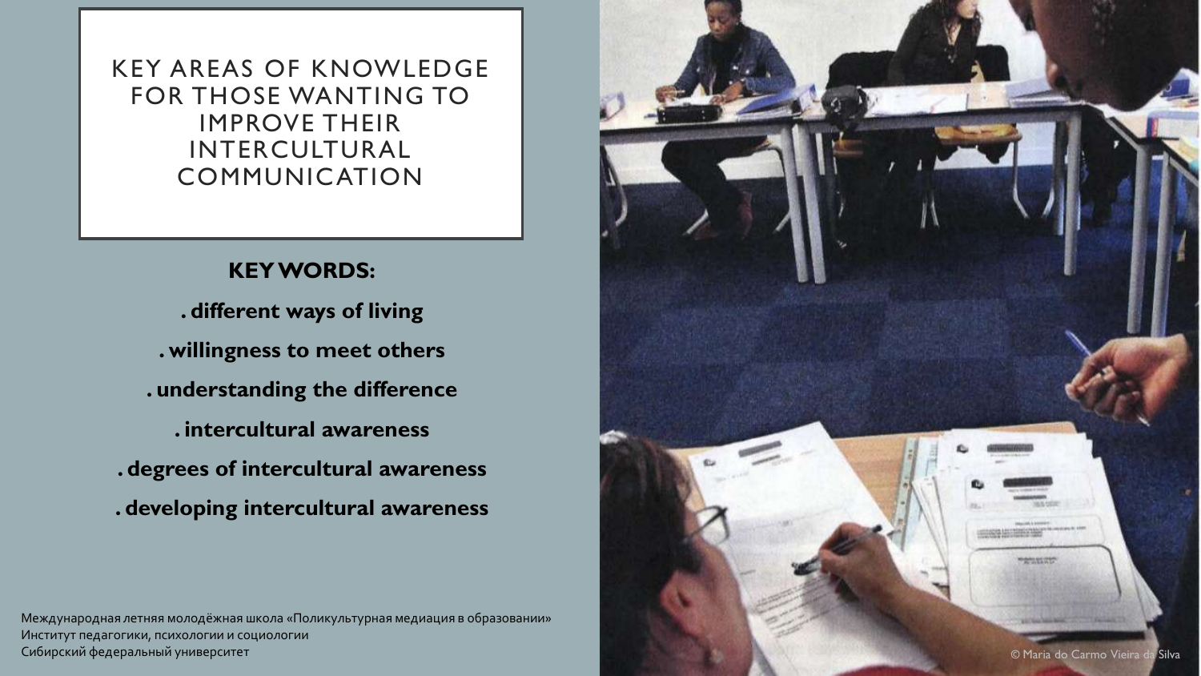# KEY AREAS OF KNOWLEDGE FOR THOSE WANTING TO IMPROVE THEIR INTERCULTURAL COMMUNICATION

**KEY WORDS:**

- **different ways of living**
- **willingness to meet others**
- **understanding the difference**
- **intercultural awareness**
- **degrees of intercultural awareness**
- **developing intercultural awareness**

Международная летняя молодёжная школа «Поликультурная медиация в образовании»
Институт педагогики, психологии и социологии
Сибирский федеральный университет

© Maria do Carmo Vieira da Silva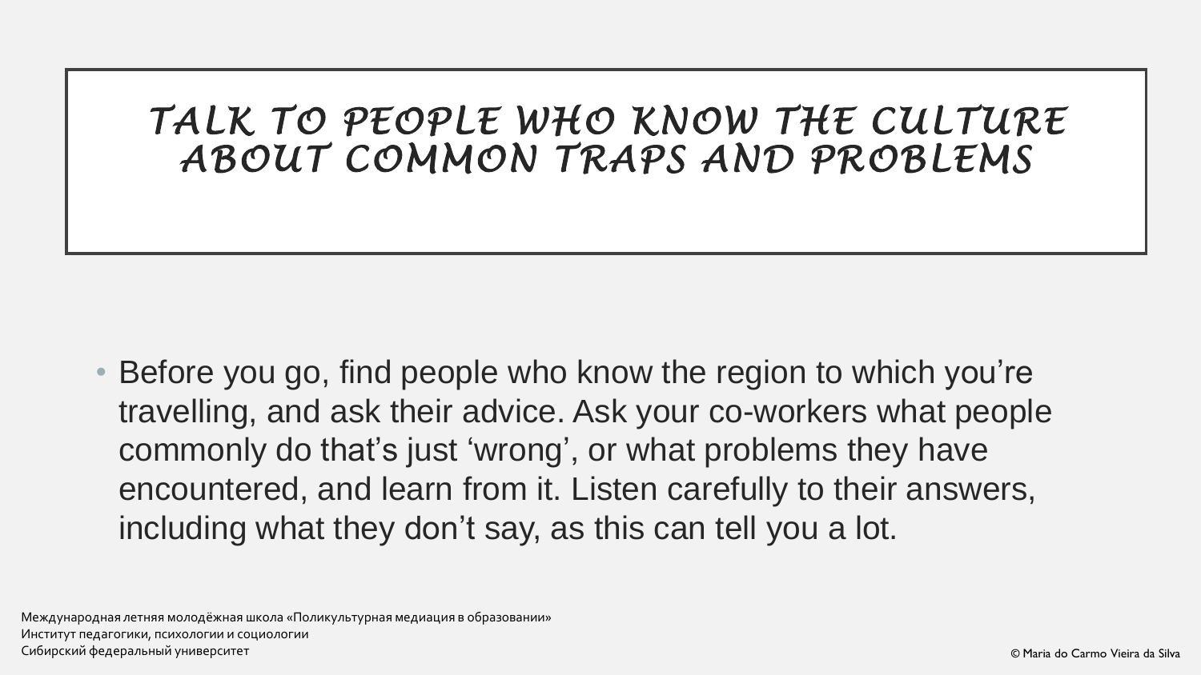# TALK TO PEOPLE WHO KNOW THE CULTURE ABOUT COMMON TRAPS AND PROBLEMS

- Before you go, find people who know the region to which you're travelling, and ask their advice. Ask your co-workers what people commonly do that's just 'wrong', or what problems they have encountered, and learn from it. Listen carefully to their answers, including what they don't say, as this can tell you a lot.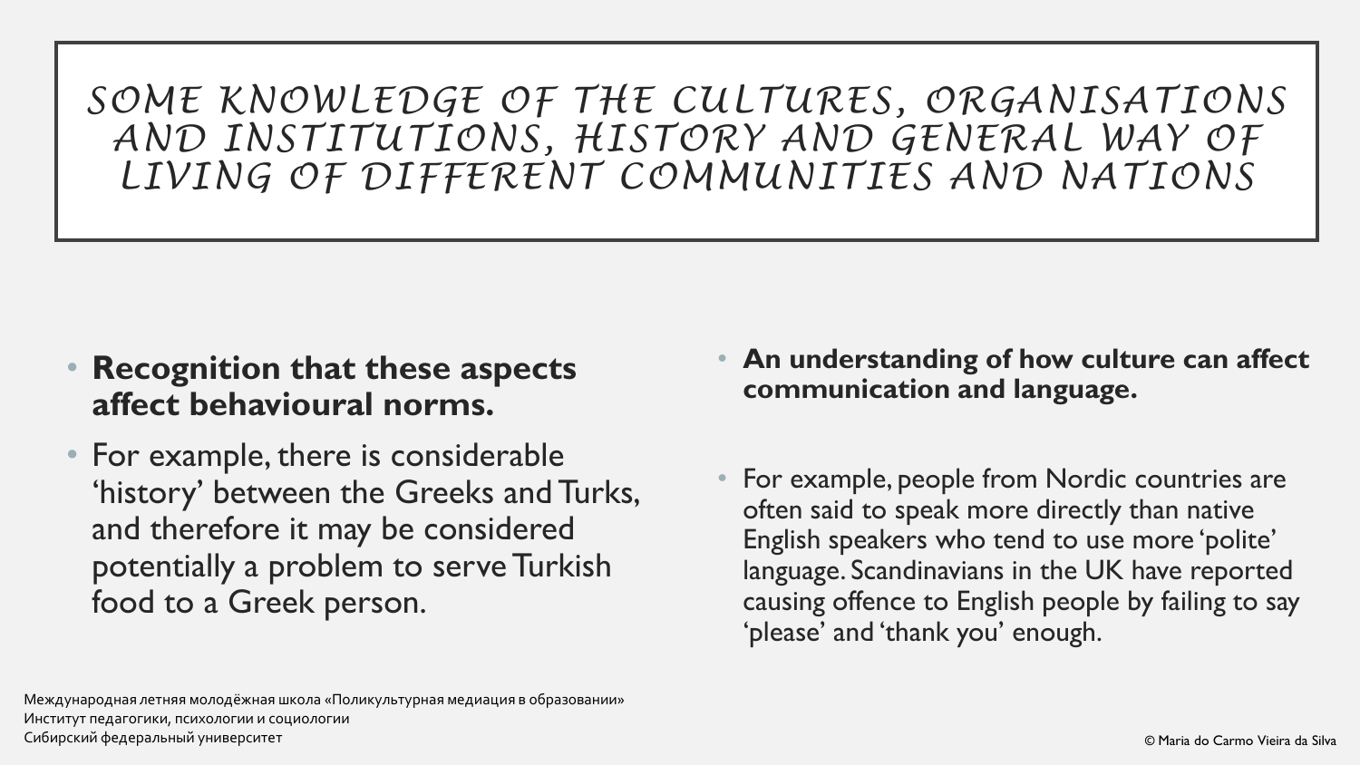# SOME KNOWLEDGE OF THE CULTURES, ORGANISATIONS AND INSTITUTIONS, HISTORY AND GENERAL WAY OF LIVING OF DIFFERENT COMMUNITIES AND NATIONS

- **Recognition that these aspects affect behavioural norms.**
- For example, there is considerable 'history' between the Greeks and Turks, and therefore it may be considered potentially a problem to serve Turkish food to a Greek person.

- **An understanding of how culture can affect communication and language.**
- For example, people from Nordic countries are often said to speak more directly than native English speakers who tend to use more 'polite' language. Scandinavians in the UK have reported causing offence to English people by failing to say 'please' and 'thank you' enough.

Международная летняя молодёжная школа «Поликультурная медиация в образовании»
Институт педагогики, психологии и социологии
Сибирский федеральный университет

© Maria do Carmo Vieira da Silva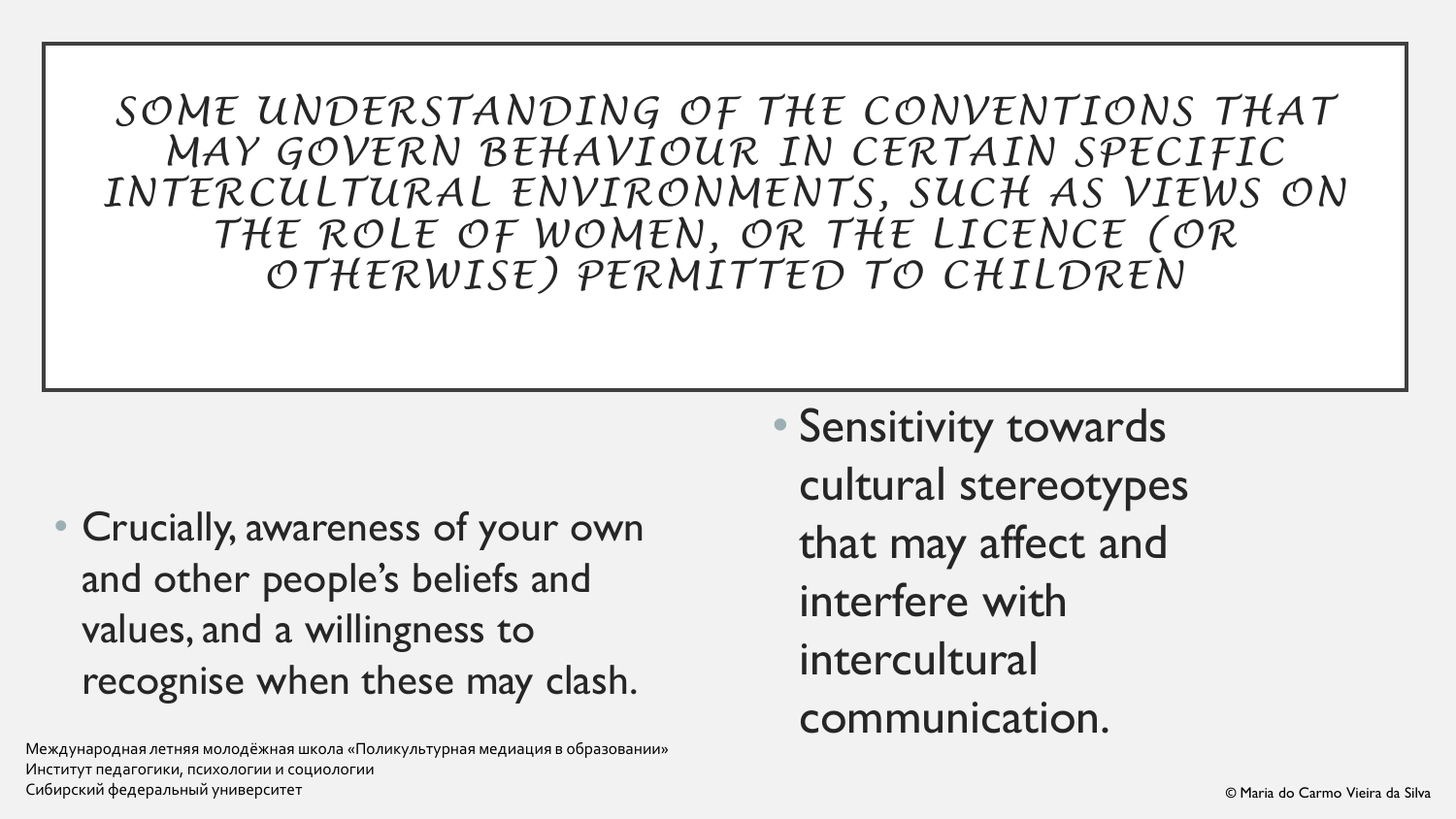# SOME UNDERSTANDING OF THE CONVENTIONS THAT MAY GOVERN BEHAVIOUR IN CERTAIN SPECIFIC INTERCULTURAL ENVIRONMENTS, SUCH AS VIEWS ON THE ROLE OF WOMEN, OR THE LICENCE (OR OTHERWISE) PERMITTED TO CHILDREN

- Crucially, awareness of your own and other people's beliefs and values, and a willingness to recognise when these may clash.
- Sensitivity towards cultural stereotypes that may affect and interfere with intercultural communication.

Международная летняя молодёжная школа «Поликультурная медиация в образовании»
Институт педагогики, психологии и социологии
Сибирский федеральный университет

© Maria do Carmo Vieira da Silva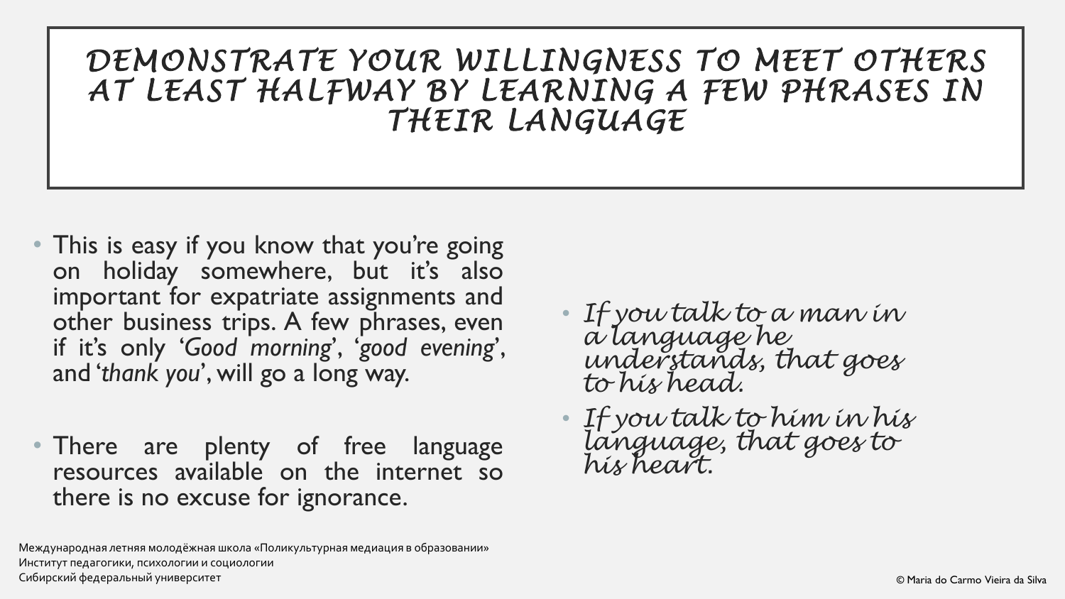# DEMONSTRATE YOUR WILLINGNESS TO MEET OTHERS AT LEAST HALFWAY BY LEARNING A FEW PHRASES IN THEIR LANGUAGE

- This is easy if you know that you're going on holiday somewhere, but it's also important for expatriate assignments and other business trips. A few phrases, even if it's only '*Good morning*', '*good evening*', and '*thank you*', will go a long way.
- There are plenty of free language resources available on the internet so there is no excuse for ignorance.

- *If you talk to a man in a language he understands, that goes to his head.*
- *If you talk to him in his language, that goes to his heart.*

Международная летняя молодёжная школа «Поликультурная медиация в образовании»
Институт педагогики, психологии и социологии
Сибирский федеральный университет

© Maria do Carmo Vieira da Silva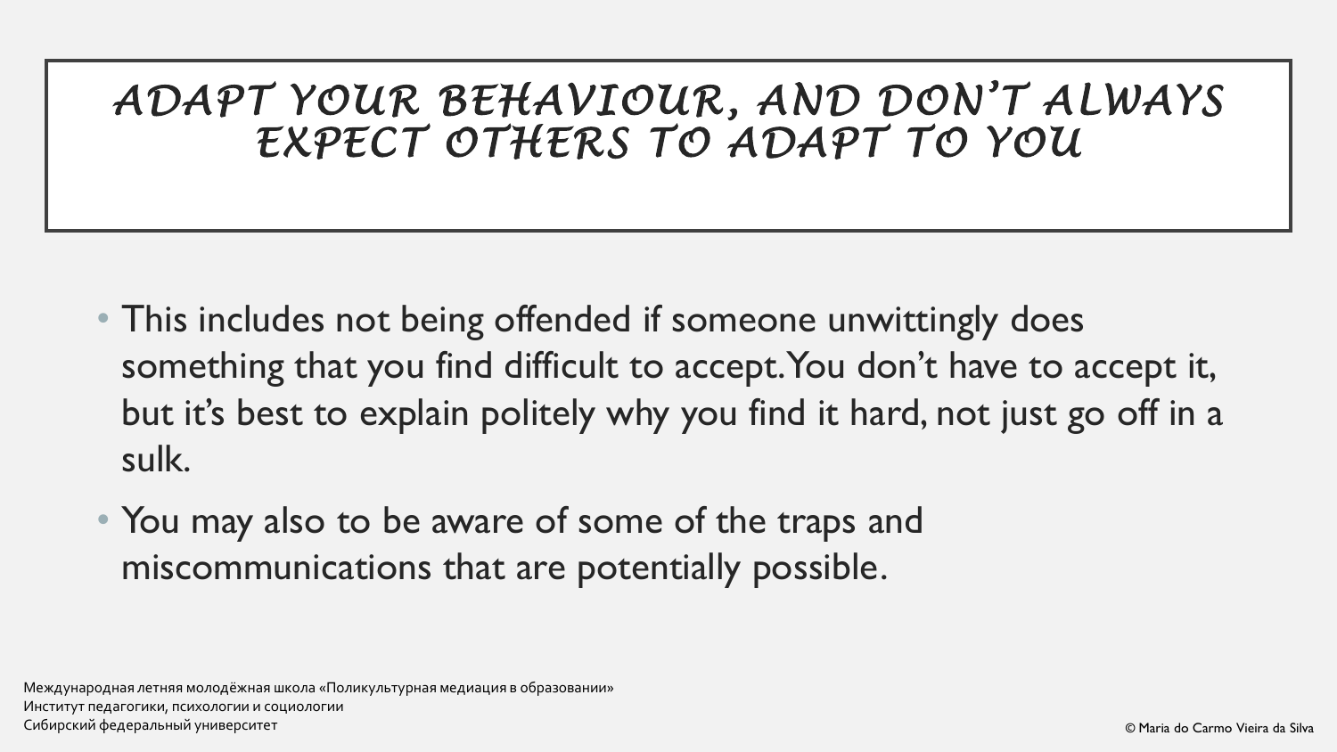# ADAPT YOUR BEHAVIOUR, AND DON'T ALWAYS EXPECT OTHERS TO ADAPT TO YOU

- This includes not being offended if someone unwittingly does something that you find difficult to accept. You don't have to accept it, but it's best to explain politely why you find it hard, not just go off in a sulk.
- You may also to be aware of some of the traps and miscommunications that are potentially possible.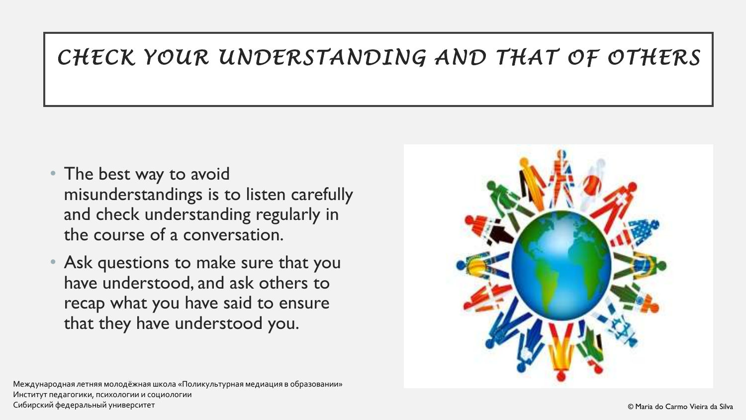# CHECK YOUR UNDERSTANDING AND THAT OF OTHERS

- The best way to avoid misunderstandings is to listen carefully and check understanding regularly in the course of a conversation.
- Ask questions to make sure that you have understood, and ask others to recap what you have said to ensure that they have understood you.

Международная летняя молодёжная школа «Поликультурная медиация в образовании»
Институт педагогики, психологии и социологии
Сибирский федеральный университет

© Maria do Carmo Vieira da Silva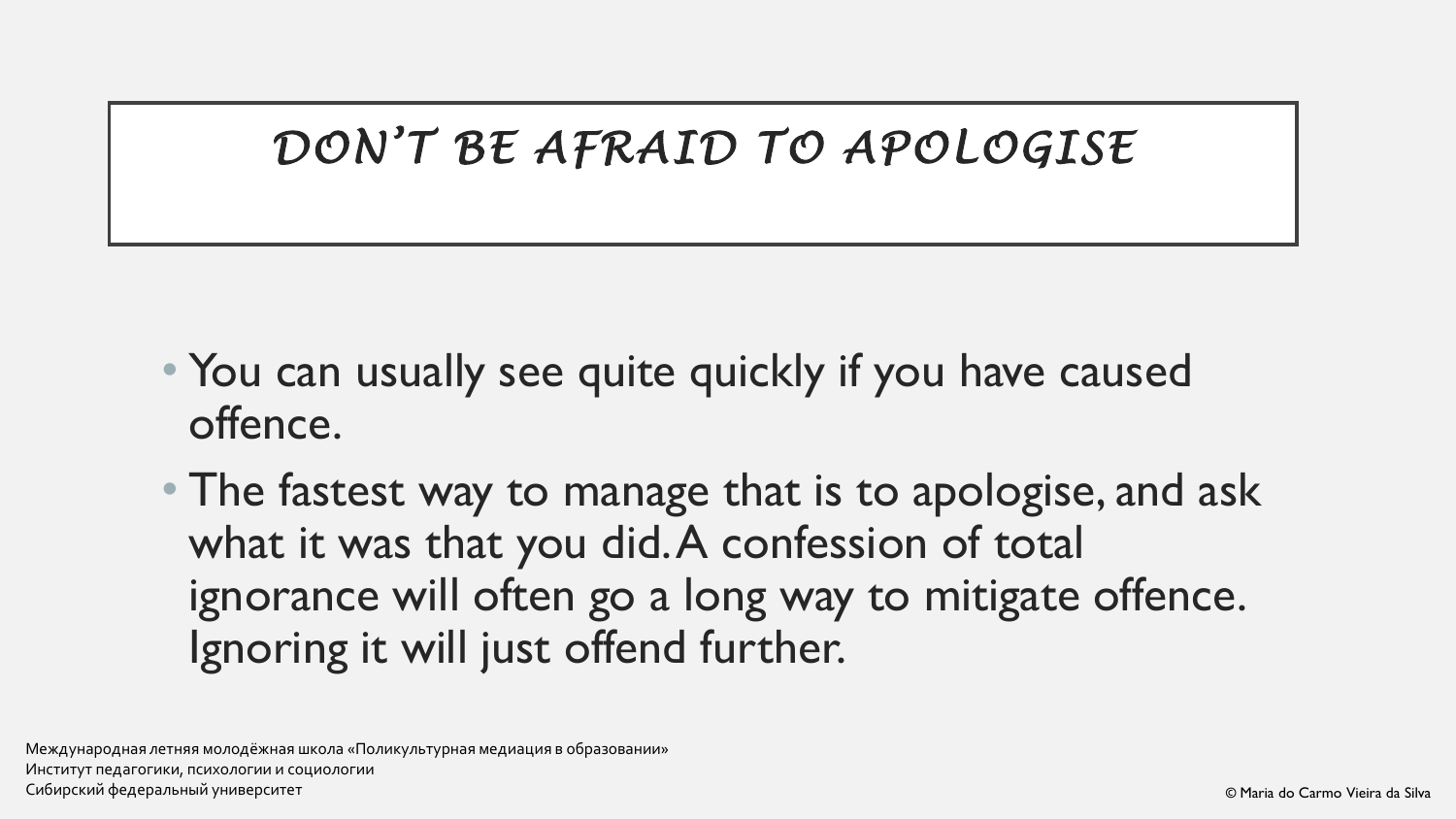# DON'T BE AFRAID TO APOLOGISE

- You can usually see quite quickly if you have caused offence.
- The fastest way to manage that is to apologise, and ask what it was that you did. A confession of total ignorance will often go a long way to mitigate offence. Ignoring it will just offend further.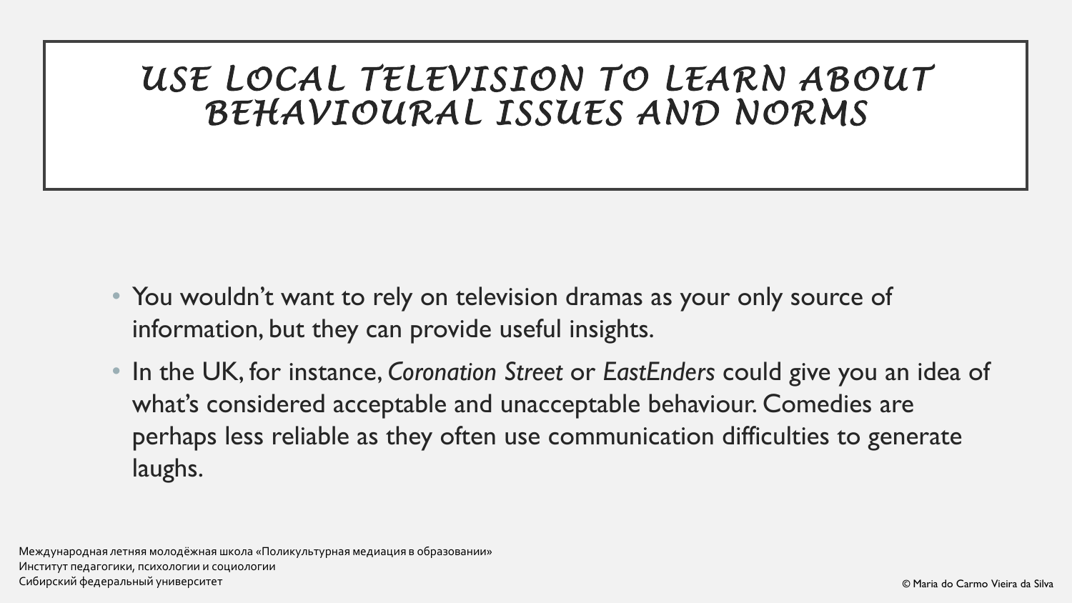# USE LOCAL TELEVISION TO LEARN ABOUT BEHAVIOURAL ISSUES AND NORMS

- You wouldn't want to rely on television dramas as your only source of information, but they can provide useful insights.
- In the UK, for instance, *Coronation Street* or *EastEnders* could give you an idea of what's considered acceptable and unacceptable behaviour. Comedies are perhaps less reliable as they often use communication difficulties to generate laughs.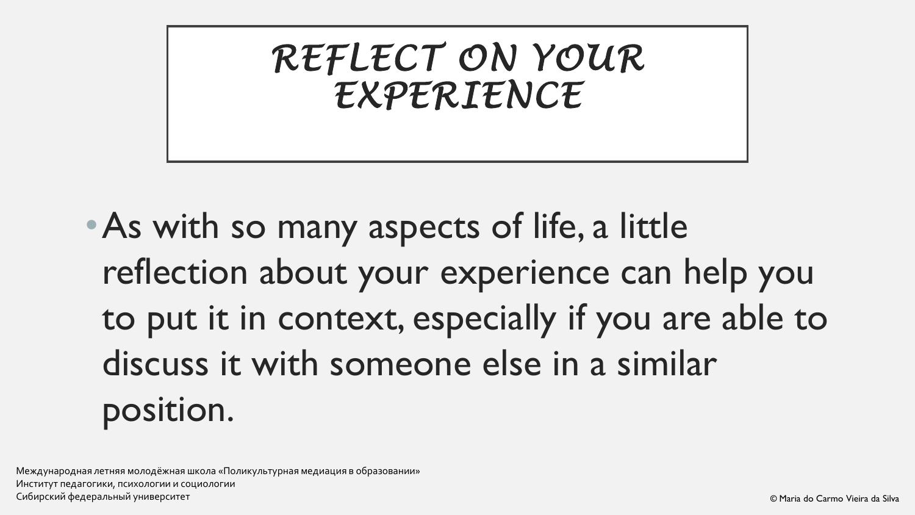# REFLECT ON YOUR EXPERIENCE

- As with so many aspects of life, a little reflection about your experience can help you to put it in context, especially if you are able to discuss it with someone else in a similar position.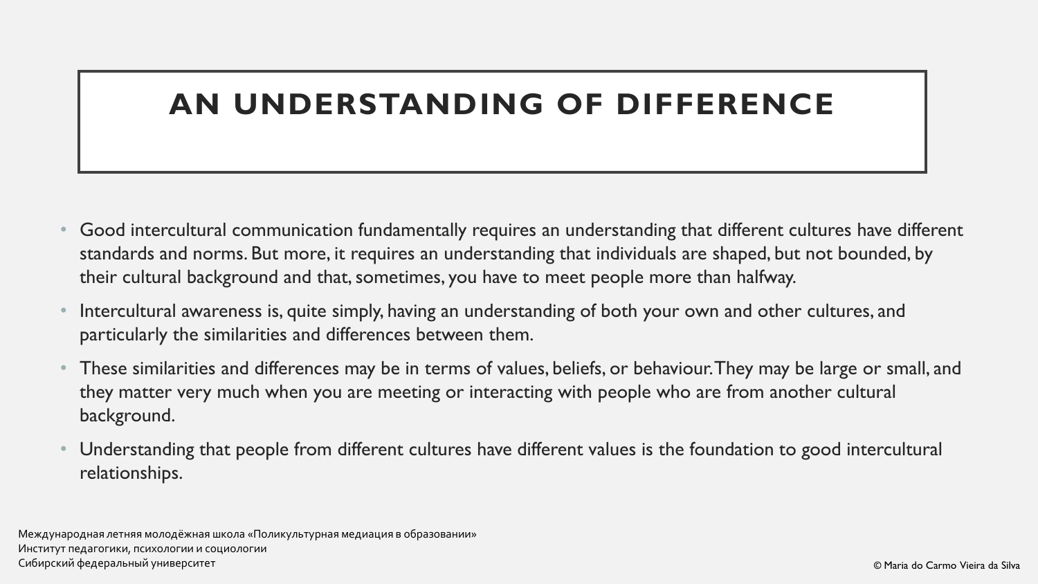# AN UNDERSTANDING OF DIFFERENCE

- Good intercultural communication fundamentally requires an understanding that different cultures have different standards and norms. But more, it requires an understanding that individuals are shaped, but not bounded, by their cultural background and that, sometimes, you have to meet people more than halfway.
- Intercultural awareness is, quite simply, having an understanding of both your own and other cultures, and particularly the similarities and differences between them.
- These similarities and differences may be in terms of values, beliefs, or behaviour. They may be large or small, and they matter very much when you are meeting or interacting with people who are from another cultural background.
- Understanding that people from different cultures have different values is the foundation to good intercultural relationships.

Международная летняя молодёжная школа «Поликультурная медиация в образовании»
Институт педагогики, психологии и социологии
Сибирский федеральный университет

© Maria do Carmo Vieira da Silva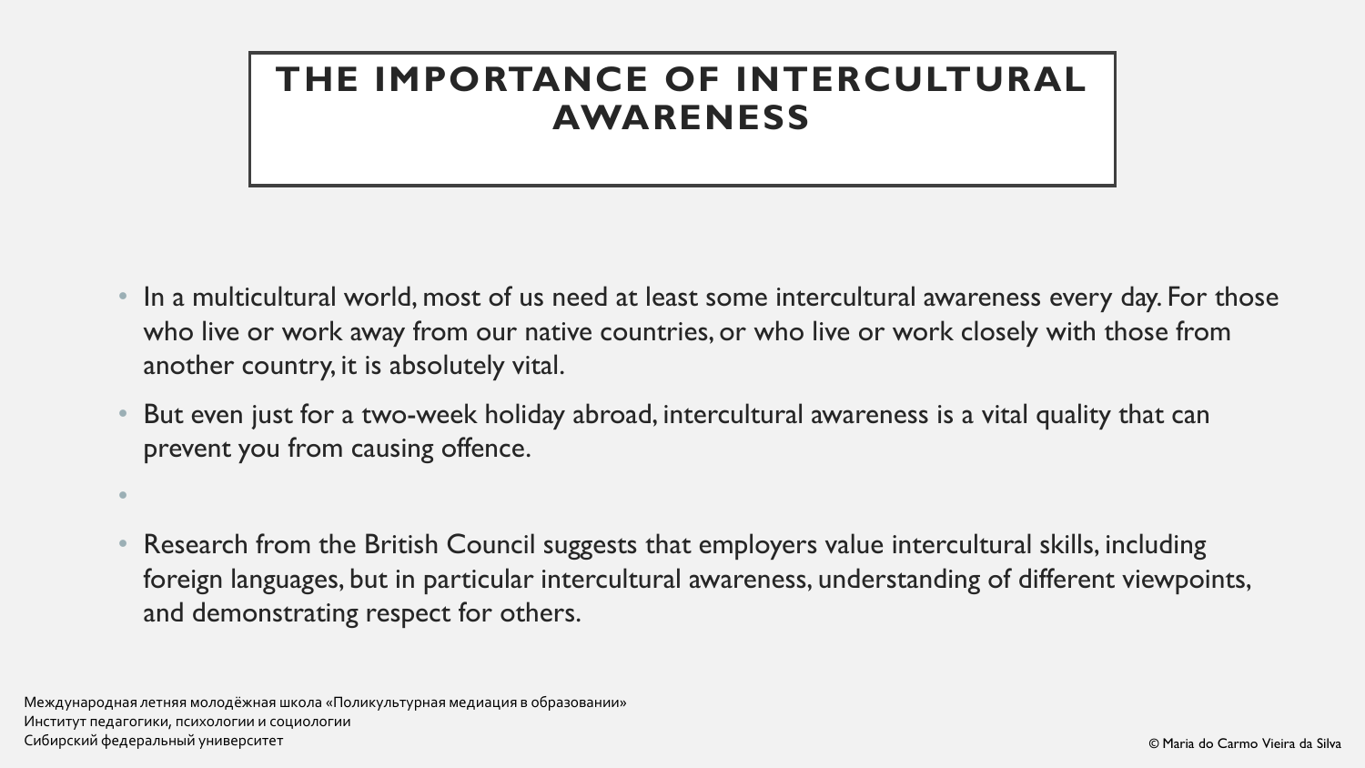# THE IMPORTANCE OF INTERCULTURAL AWARENESS

- In a multicultural world, most of us need at least some intercultural awareness every day. For those who live or work away from our native countries, or who live or work closely with those from another country, it is absolutely vital.
- But even just for a two-week holiday abroad, intercultural awareness is a vital quality that can prevent you from causing offence.
- Research from the British Council suggests that employers value intercultural skills, including foreign languages, but in particular intercultural awareness, understanding of different viewpoints, and demonstrating respect for others.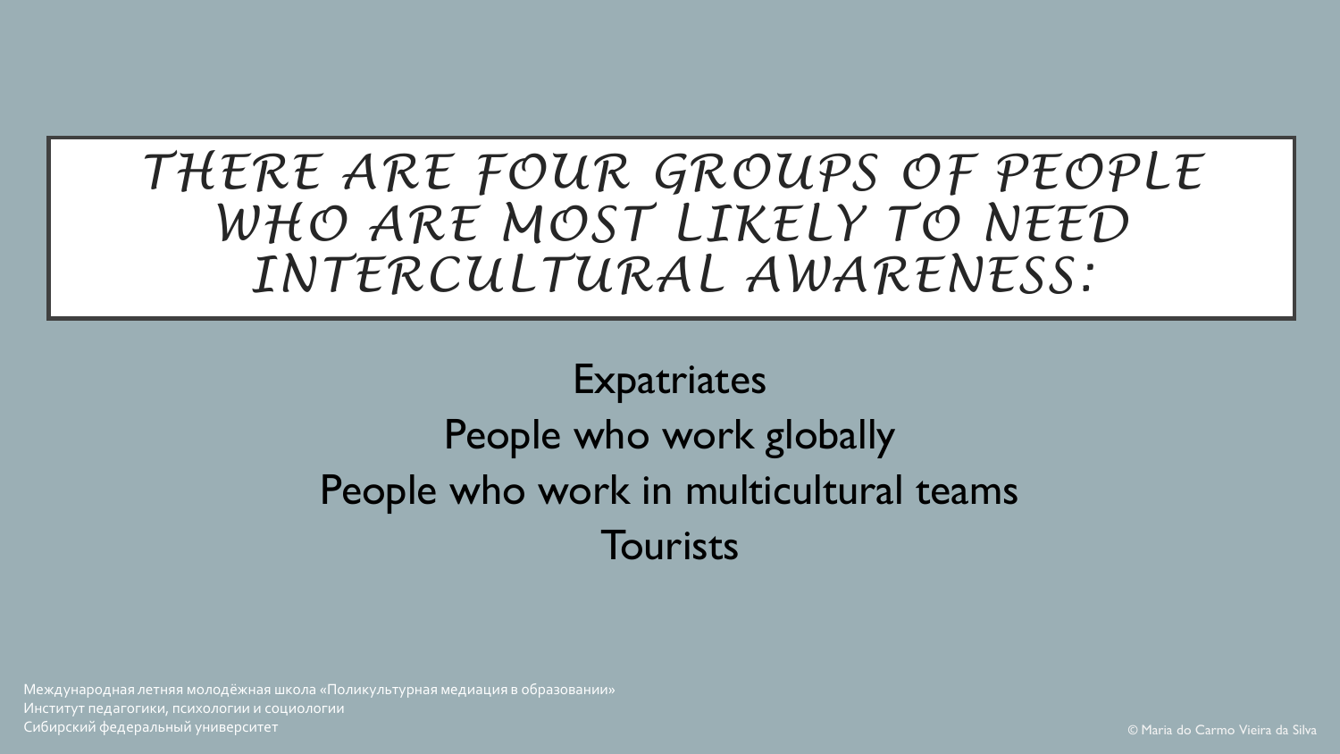# THERE ARE FOUR GROUPS OF PEOPLE WHO ARE MOST LIKELY TO NEED INTERCULTURAL AWARENESS:

Expatriates
People who work globally
People who work in multicultural teams
Tourists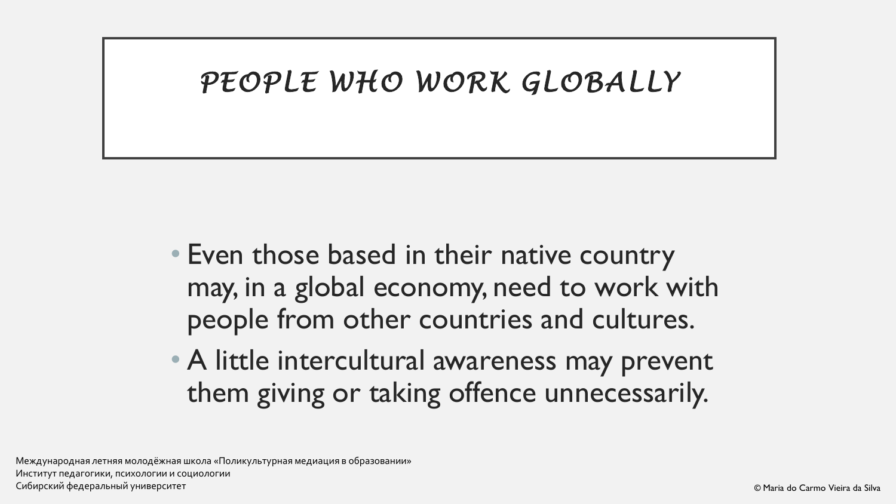# PEOPLE WHO WORK GLOBALLY

- Even those based in their native country may, in a global economy, need to work with people from other countries and cultures.
- A little intercultural awareness may prevent them giving or taking offence unnecessarily.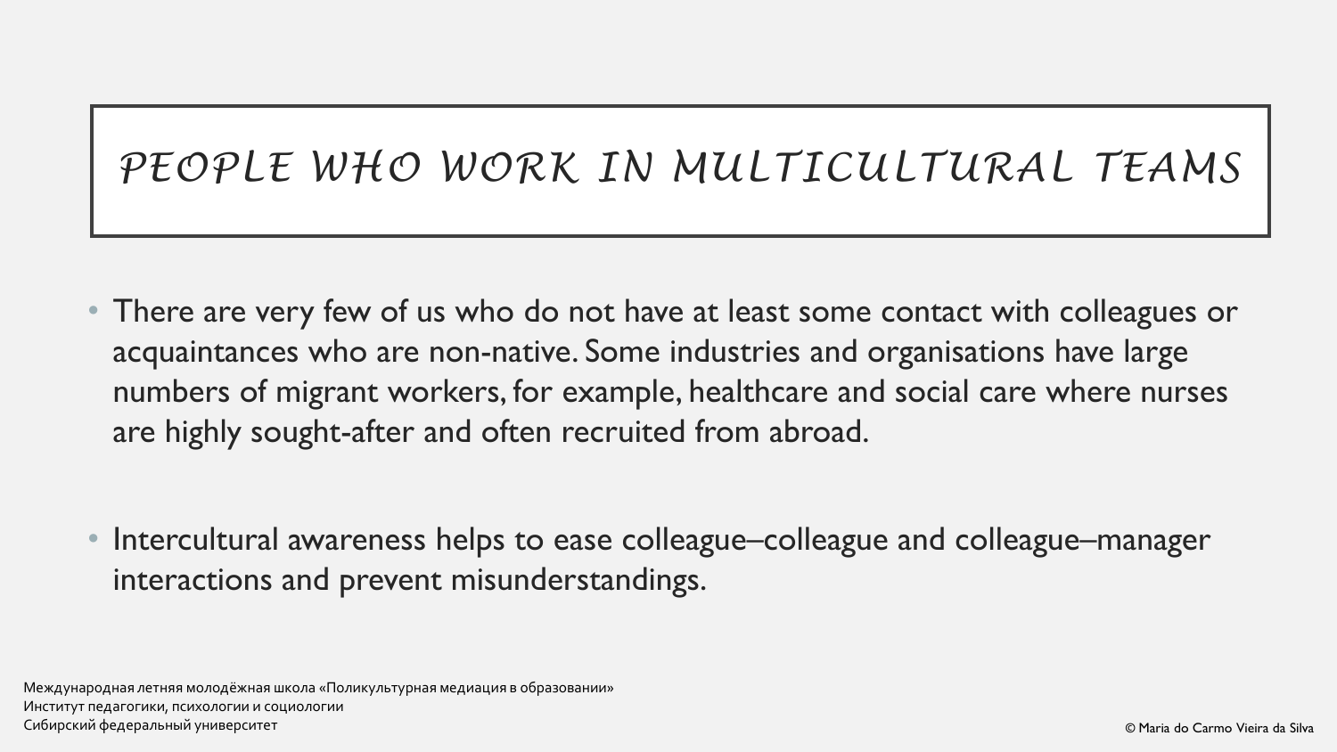# PEOPLE WHO WORK IN MULTICULTURAL TEAMS

- There are very few of us who do not have at least some contact with colleagues or acquaintances who are non-native. Some industries and organisations have large numbers of migrant workers, for example, healthcare and social care where nurses are highly sought-after and often recruited from abroad.

- Intercultural awareness helps to ease colleague–colleague and colleague–manager interactions and prevent misunderstandings.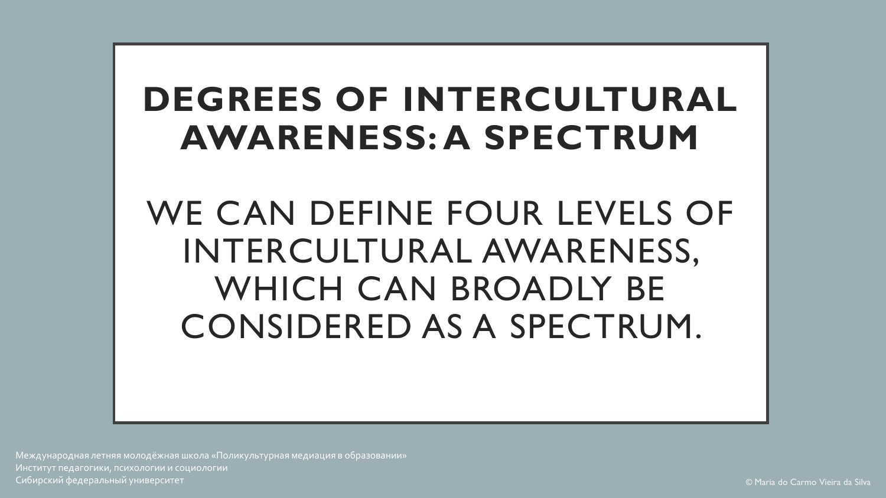# DEGREES OF INTERCULTURAL AWARENESS: A SPECTRUM

WE CAN DEFINE FOUR LEVELS OF INTERCULTURAL AWARENESS, WHICH CAN BROADLY BE CONSIDERED AS A SPECTRUM.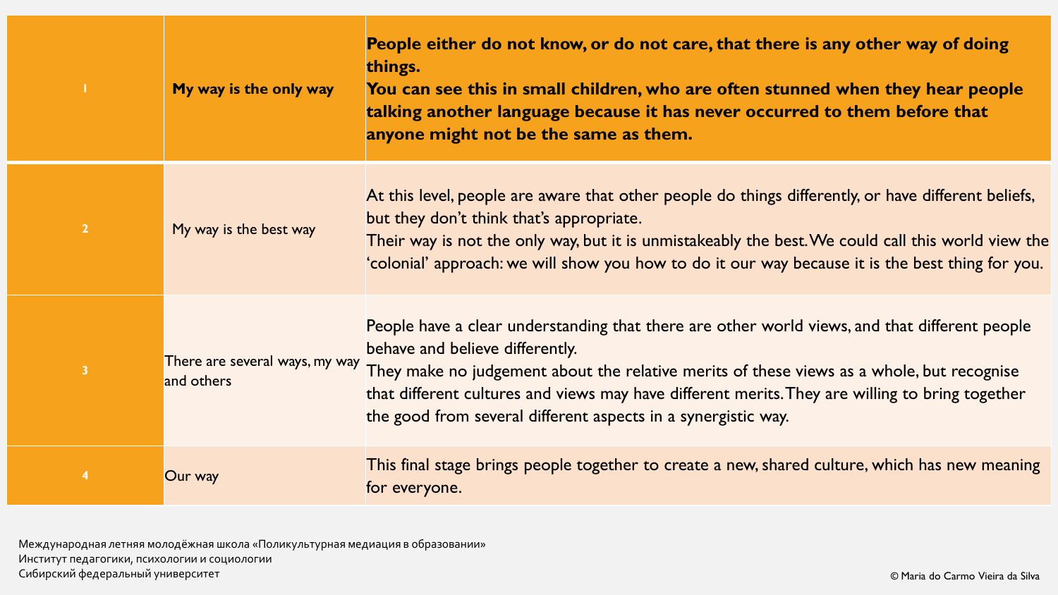| | | |
|---|---|---|
| 1 | **My way is the only way** | **People either do not know, or do not care, that there is any other way of doing things.** **You can see this in small children, who are often stunned when they hear people talking another language because it has never occurred to them before that anyone might not be the same as them.** |
| 2 | My way is the best way | At this level, people are aware that other people do things differently, or have different beliefs, but they don't think that's appropriate. Their way is not the only way, but it is unmistakeably the best. We could call this world view the 'colonial' approach: we will show you how to do it our way because it is the best thing for you. |
| 3 | There are several ways, my way and others | People have a clear understanding that there are other world views, and that different people behave and believe differently. They make no judgement about the relative merits of these views as a whole, but recognise that different cultures and views may have different merits. They are willing to bring together the good from several different aspects in a synergistic way. |
| 4 | Our way | This final stage brings people together to create a new, shared culture, which has new meaning for everyone. |

Международная летняя молодёжная школа «Поликультурная медиация в образовании»
Институт педагогики, психологии и социологии
Сибирский федеральный университет

© Maria do Carmo Vieira da Silva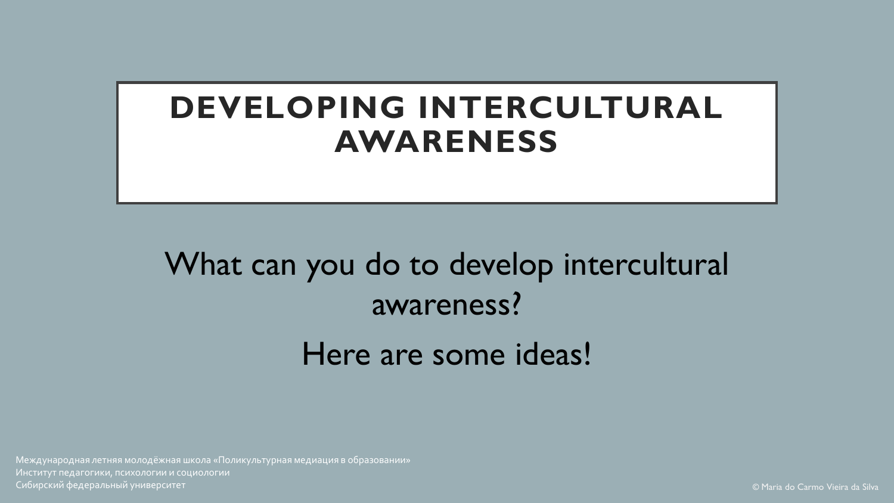# DEVELOPING INTERCULTURAL AWARENESS

What can you do to develop intercultural awareness?

Here are some ideas!

Международная летняя молодёжная школа «Поликультурная медиация в образовании»
Институт педагогики, психологии и социологии
Сибирский федеральный университет

© Maria do Carmo Vieira da Silva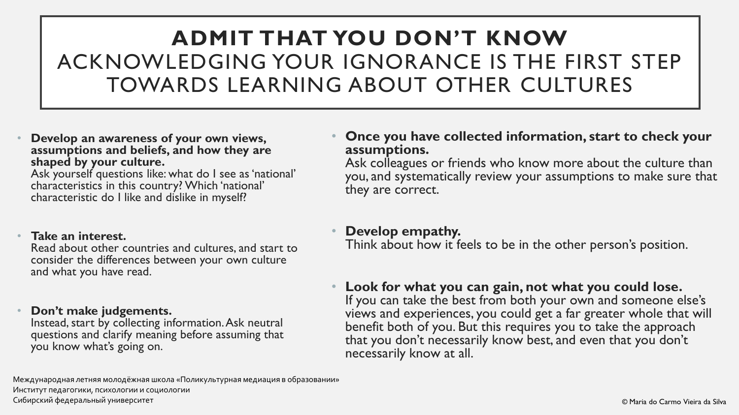# ADMIT THAT YOU DON'T KNOW

## ACKNOWLEDGING YOUR IGNORANCE IS THE FIRST STEP TOWARDS LEARNING ABOUT OTHER CULTURES

- **Develop an awareness of your own views, assumptions and beliefs, and how they are shaped by your culture.**
  Ask yourself questions like: what do I see as 'national' characteristics in this country? Which 'national' characteristic do I like and dislike in myself?

- **Take an interest.**
  Read about other countries and cultures, and start to consider the differences between your own culture and what you have read.

- **Don't make judgements.**
  Instead, start by collecting information. Ask neutral questions and clarify meaning before assuming that you know what's going on.

- **Once you have collected information, start to check your assumptions.**
  Ask colleagues or friends who know more about the culture than you, and systematically review your assumptions to make sure that they are correct.

- **Develop empathy.**
  Think about how it feels to be in the other person's position.

- **Look for what you can gain, not what you could lose.**
  If you can take the best from both your own and someone else's views and experiences, you could get a far greater whole that will benefit both of you. But this requires you to take the approach that you don't necessarily know best, and even that you don't necessarily know at all.

Международная летняя молодёжная школа «Поликультурная медиация в образовании»
Институт педагогики, психологии и социологии
Сибирский федеральный университет

© Maria do Carmo Vieira da Silva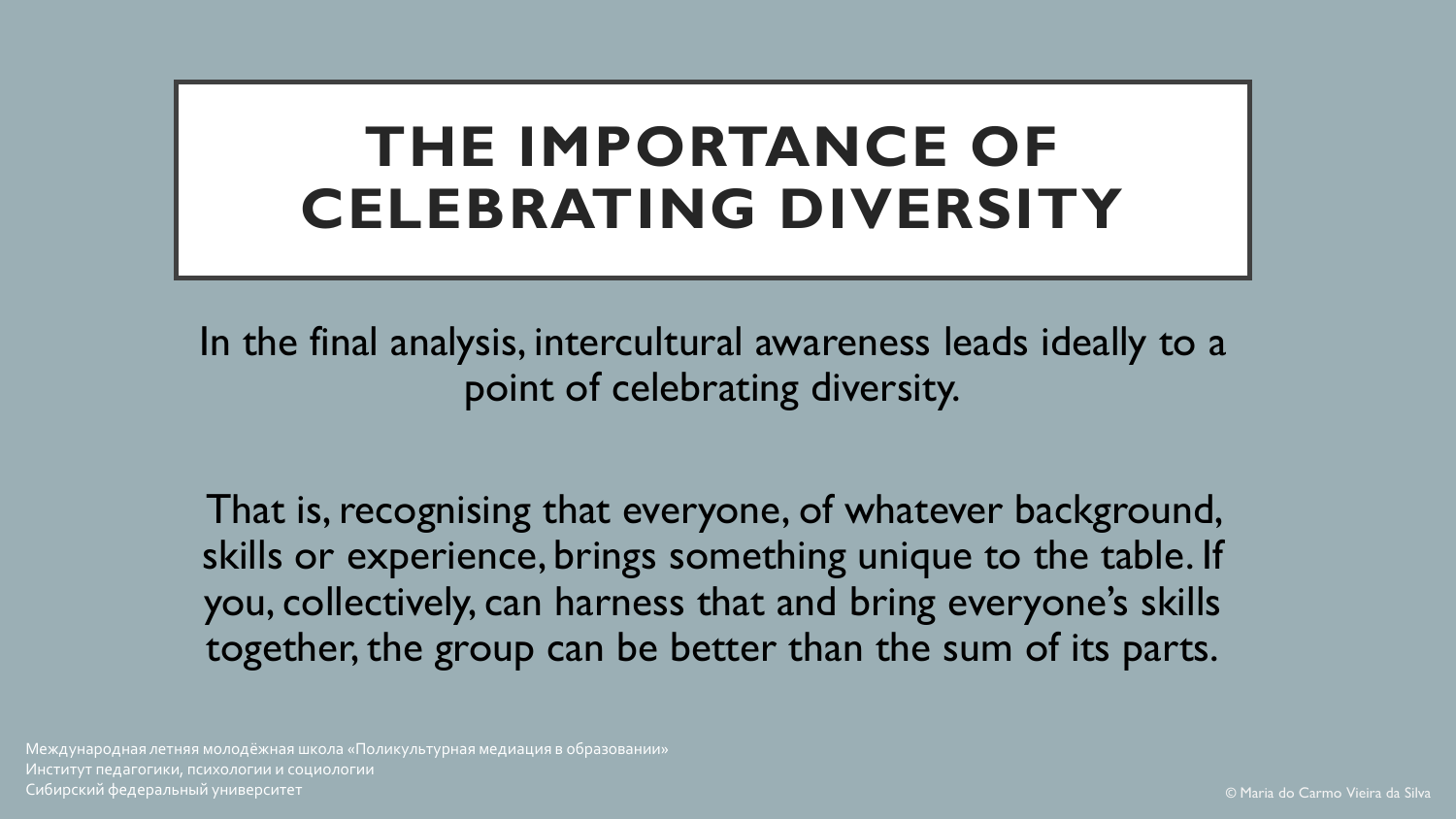# THE IMPORTANCE OF CELEBRATING DIVERSITY

In the final analysis, intercultural awareness leads ideally to a point of celebrating diversity.

That is, recognising that everyone, of whatever background, skills or experience, brings something unique to the table. If you, collectively, can harness that and bring everyone's skills together, the group can be better than the sum of its parts.

Международная летняя молодёжная школа «Поликультурная медиация в образовании»
Институт педагогики, психологии и социологии
Сибирский федеральный университет

© Maria do Carmo Vieira da Silva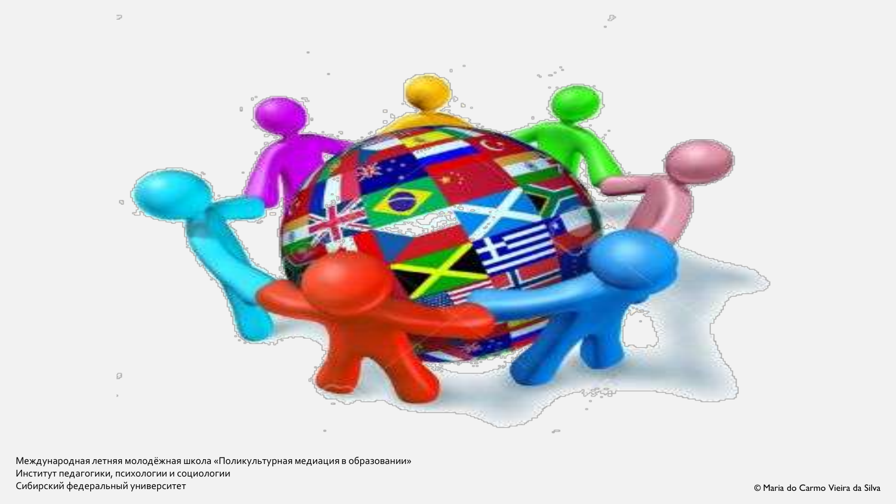Международная летняя молодёжная школа «Поликультурная медиация в образовании»
Институт педагогики, психологии и социологии
Сибирский федеральный университет

© Maria do Carmo Vieira da Silva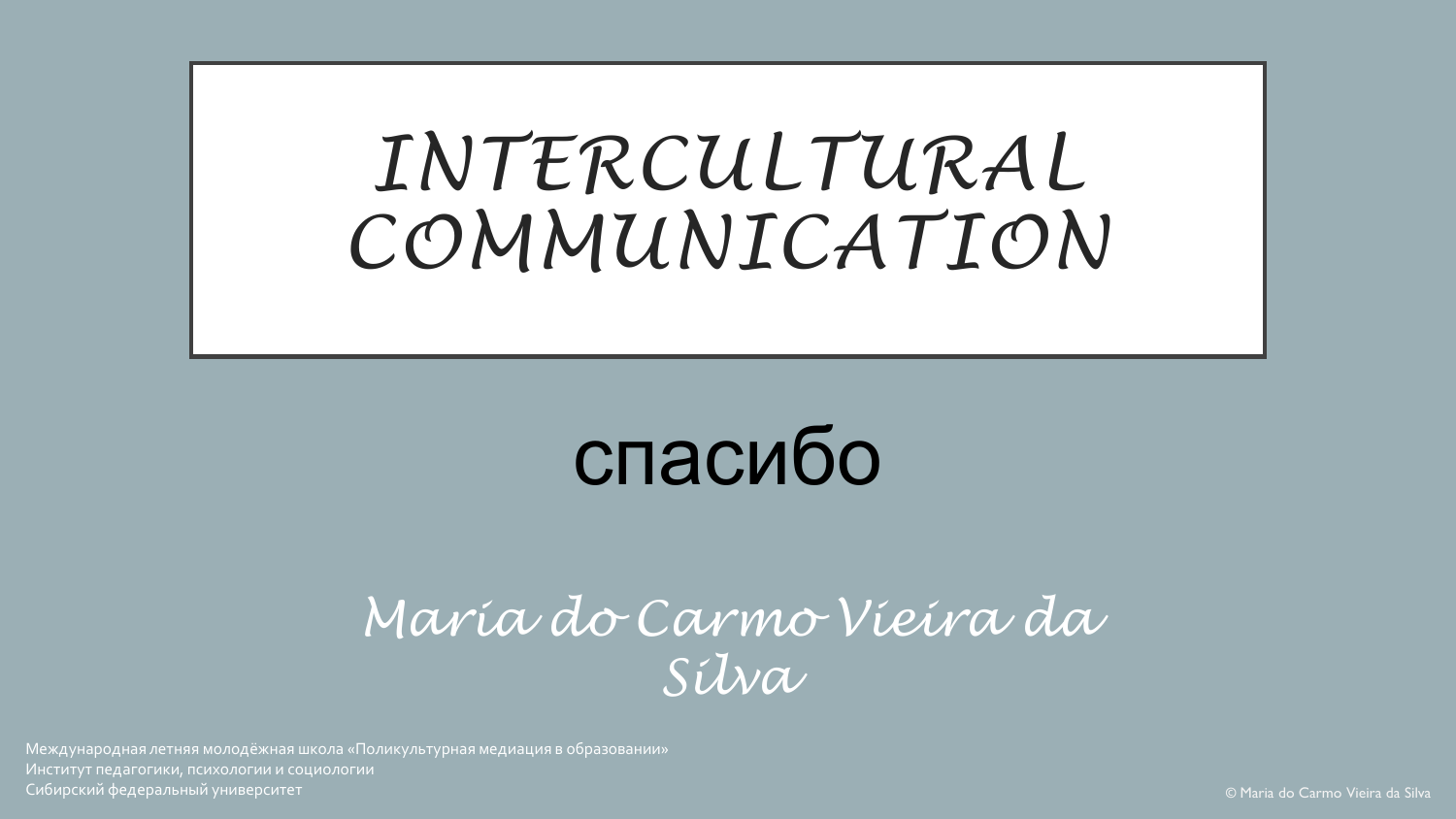# INTERCULTURAL COMMUNICATION

спасибо

*Maria do Carmo Vieira da Silva*

Международная летняя молодёжная школа «Поликультурная медиация в образовании»
Институт педагогики, психологии и социологии
Сибирский федеральный университет

© Maria do Carmo Vieira da Silva